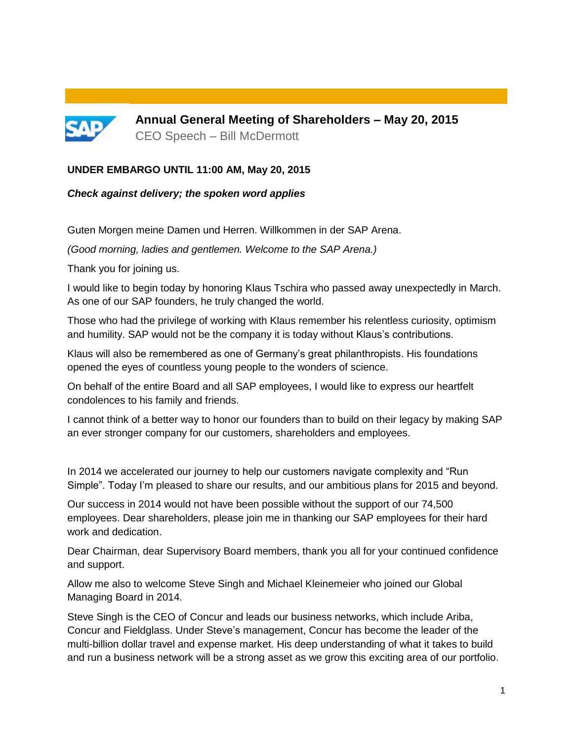# Annual General Meeting of Shareholders – May 20, 2015

CEO Speech – Bill McDermott

**UNDER EMBARGO UNTIL 11:00 AM, May 20, 2015**

***Check against delivery; the spoken word applies***

Guten Morgen meine Damen und Herren. Willkommen in der SAP Arena.

*(Good morning, ladies and gentlemen. Welcome to the SAP Arena.)*

Thank you for joining us.

I would like to begin today by honoring Klaus Tschira who passed away unexpectedly in March. As one of our SAP founders, he truly changed the world.

Those who had the privilege of working with Klaus remember his relentless curiosity, optimism and humility. SAP would not be the company it is today without Klaus's contributions.

Klaus will also be remembered as one of Germany's great philanthropists. His foundations opened the eyes of countless young people to the wonders of science.

On behalf of the entire Board and all SAP employees, I would like to express our heartfelt condolences to his family and friends.

I cannot think of a better way to honor our founders than to build on their legacy by making SAP an ever stronger company for our customers, shareholders and employees.

In 2014 we accelerated our journey to help our customers navigate complexity and "Run Simple". Today I'm pleased to share our results, and our ambitious plans for 2015 and beyond.

Our success in 2014 would not have been possible without the support of our 74,500 employees. Dear shareholders, please join me in thanking our SAP employees for their hard work and dedication.

Dear Chairman, dear Supervisory Board members, thank you all for your continued confidence and support.

Allow me also to welcome Steve Singh and Michael Kleinemeier who joined our Global Managing Board in 2014.

Steve Singh is the CEO of Concur and leads our business networks, which include Ariba, Concur and Fieldglass. Under Steve's management, Concur has become the leader of the multi-billion dollar travel and expense market. His deep understanding of what it takes to build and run a business network will be a strong asset as we grow this exciting area of our portfolio.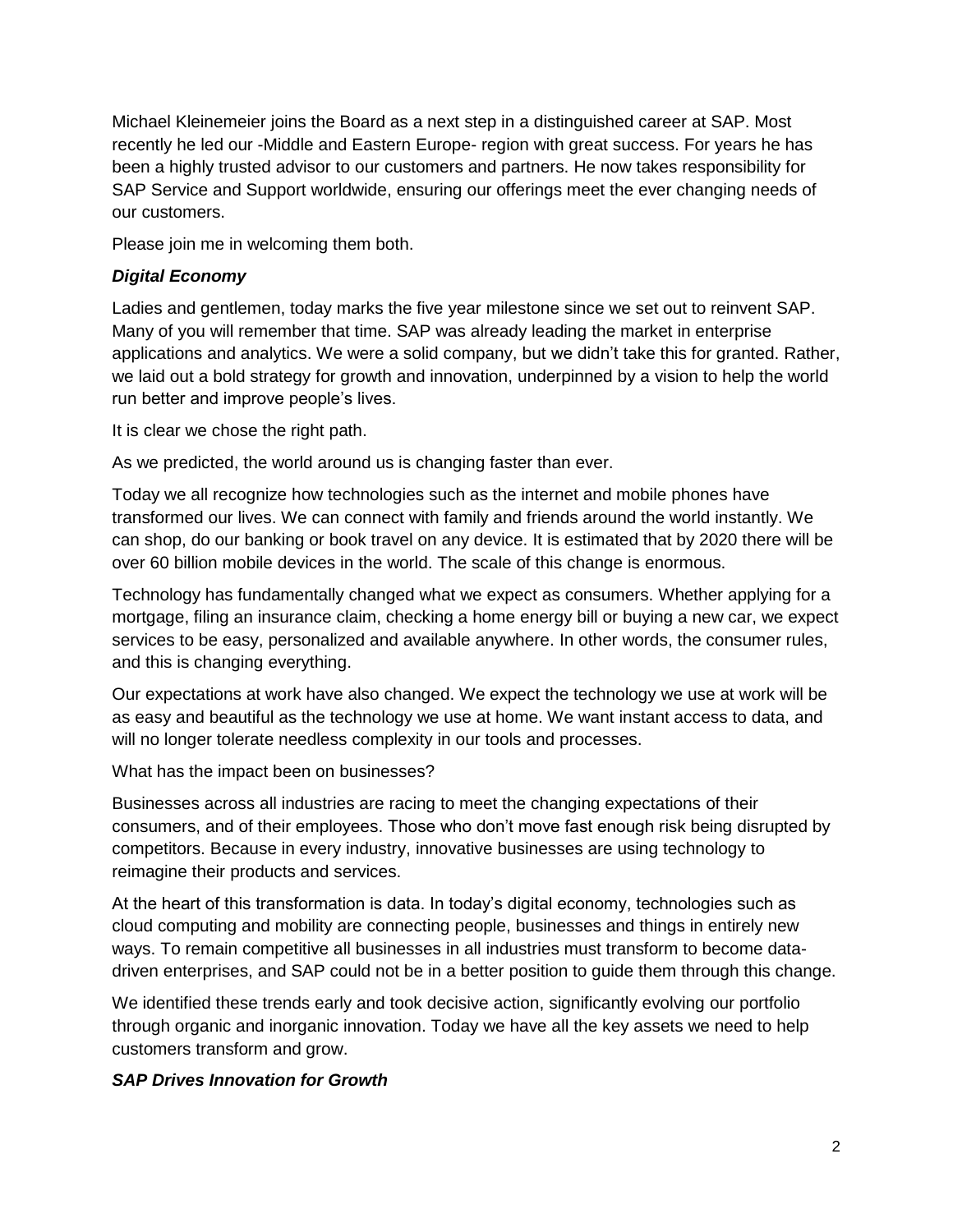Michael Kleinemeier joins the Board as a next step in a distinguished career at SAP. Most recently he led our -Middle and Eastern Europe- region with great success. For years he has been a highly trusted advisor to our customers and partners. He now takes responsibility for SAP Service and Support worldwide, ensuring our offerings meet the ever changing needs of our customers.

Please join me in welcoming them both.

***Digital Economy***

Ladies and gentlemen, today marks the five year milestone since we set out to reinvent SAP. Many of you will remember that time. SAP was already leading the market in enterprise applications and analytics. We were a solid company, but we didn't take this for granted. Rather, we laid out a bold strategy for growth and innovation, underpinned by a vision to help the world run better and improve people's lives.

It is clear we chose the right path.

As we predicted, the world around us is changing faster than ever.

Today we all recognize how technologies such as the internet and mobile phones have transformed our lives. We can connect with family and friends around the world instantly. We can shop, do our banking or book travel on any device. It is estimated that by 2020 there will be over 60 billion mobile devices in the world. The scale of this change is enormous.

Technology has fundamentally changed what we expect as consumers. Whether applying for a mortgage, filing an insurance claim, checking a home energy bill or buying a new car, we expect services to be easy, personalized and available anywhere. In other words, the consumer rules, and this is changing everything.

Our expectations at work have also changed. We expect the technology we use at work will be as easy and beautiful as the technology we use at home. We want instant access to data, and will no longer tolerate needless complexity in our tools and processes.

What has the impact been on businesses?

Businesses across all industries are racing to meet the changing expectations of their consumers, and of their employees. Those who don't move fast enough risk being disrupted by competitors. Because in every industry, innovative businesses are using technology to reimagine their products and services.

At the heart of this transformation is data. In today's digital economy, technologies such as cloud computing and mobility are connecting people, businesses and things in entirely new ways. To remain competitive all businesses in all industries must transform to become data-driven enterprises, and SAP could not be in a better position to guide them through this change.

We identified these trends early and took decisive action, significantly evolving our portfolio through organic and inorganic innovation. Today we have all the key assets we need to help customers transform and grow.

***SAP Drives Innovation for Growth***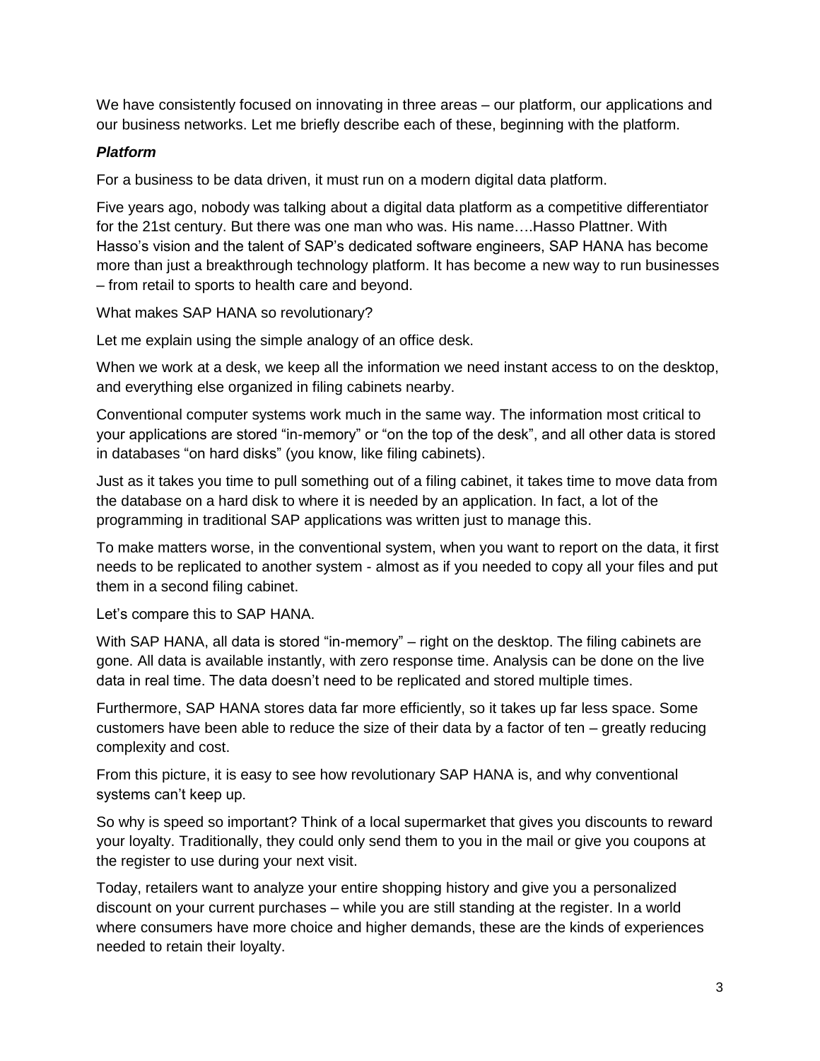We have consistently focused on innovating in three areas – our platform, our applications and our business networks. Let me briefly describe each of these, beginning with the platform.

***Platform***

For a business to be data driven, it must run on a modern digital data platform.

Five years ago, nobody was talking about a digital data platform as a competitive differentiator for the 21st century. But there was one man who was. His name….Hasso Plattner. With Hasso's vision and the talent of SAP's dedicated software engineers, SAP HANA has become more than just a breakthrough technology platform. It has become a new way to run businesses – from retail to sports to health care and beyond.

What makes SAP HANA so revolutionary?

Let me explain using the simple analogy of an office desk.

When we work at a desk, we keep all the information we need instant access to on the desktop, and everything else organized in filing cabinets nearby.

Conventional computer systems work much in the same way. The information most critical to your applications are stored "in-memory" or "on the top of the desk", and all other data is stored in databases "on hard disks" (you know, like filing cabinets).

Just as it takes you time to pull something out of a filing cabinet, it takes time to move data from the database on a hard disk to where it is needed by an application. In fact, a lot of the programming in traditional SAP applications was written just to manage this.

To make matters worse, in the conventional system, when you want to report on the data, it first needs to be replicated to another system - almost as if you needed to copy all your files and put them in a second filing cabinet.

Let's compare this to SAP HANA.

With SAP HANA, all data is stored "in-memory" – right on the desktop. The filing cabinets are gone. All data is available instantly, with zero response time. Analysis can be done on the live data in real time. The data doesn't need to be replicated and stored multiple times.

Furthermore, SAP HANA stores data far more efficiently, so it takes up far less space. Some customers have been able to reduce the size of their data by a factor of ten – greatly reducing complexity and cost.

From this picture, it is easy to see how revolutionary SAP HANA is, and why conventional systems can't keep up.

So why is speed so important? Think of a local supermarket that gives you discounts to reward your loyalty. Traditionally, they could only send them to you in the mail or give you coupons at the register to use during your next visit.

Today, retailers want to analyze your entire shopping history and give you a personalized discount on your current purchases – while you are still standing at the register. In a world where consumers have more choice and higher demands, these are the kinds of experiences needed to retain their loyalty.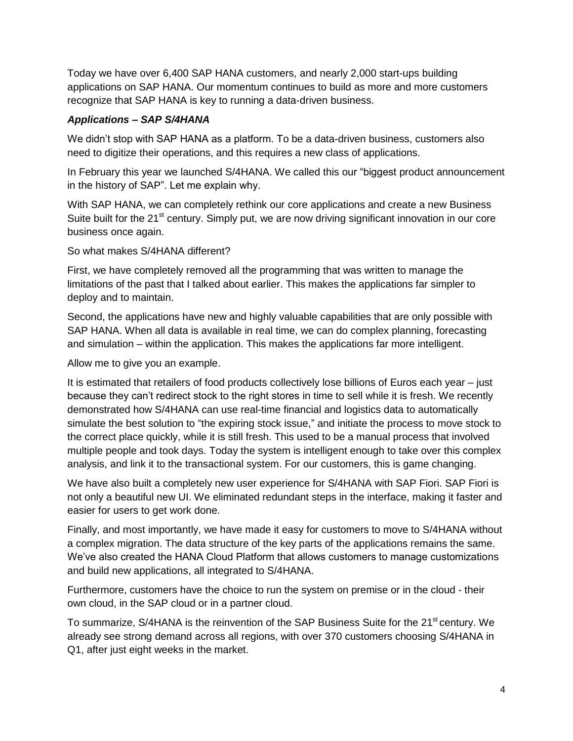Today we have over 6,400 SAP HANA customers, and nearly 2,000 start-ups building applications on SAP HANA. Our momentum continues to build as more and more customers recognize that SAP HANA is key to running a data-driven business.

### *Applications – SAP S/4HANA*

We didn't stop with SAP HANA as a platform. To be a data-driven business, customers also need to digitize their operations, and this requires a new class of applications.

In February this year we launched S/4HANA. We called this our "biggest product announcement in the history of SAP". Let me explain why.

With SAP HANA, we can completely rethink our core applications and create a new Business Suite built for the 21st century. Simply put, we are now driving significant innovation in our core business once again.

So what makes S/4HANA different?

First, we have completely removed all the programming that was written to manage the limitations of the past that I talked about earlier. This makes the applications far simpler to deploy and to maintain.

Second, the applications have new and highly valuable capabilities that are only possible with SAP HANA. When all data is available in real time, we can do complex planning, forecasting and simulation – within the application. This makes the applications far more intelligent.

Allow me to give you an example.

It is estimated that retailers of food products collectively lose billions of Euros each year – just because they can't redirect stock to the right stores in time to sell while it is fresh. We recently demonstrated how S/4HANA can use real-time financial and logistics data to automatically simulate the best solution to "the expiring stock issue," and initiate the process to move stock to the correct place quickly, while it is still fresh. This used to be a manual process that involved multiple people and took days. Today the system is intelligent enough to take over this complex analysis, and link it to the transactional system. For our customers, this is game changing.

We have also built a completely new user experience for S/4HANA with SAP Fiori. SAP Fiori is not only a beautiful new UI. We eliminated redundant steps in the interface, making it faster and easier for users to get work done.

Finally, and most importantly, we have made it easy for customers to move to S/4HANA without a complex migration. The data structure of the key parts of the applications remains the same. We've also created the HANA Cloud Platform that allows customers to manage customizations and build new applications, all integrated to S/4HANA.

Furthermore, customers have the choice to run the system on premise or in the cloud - their own cloud, in the SAP cloud or in a partner cloud.

To summarize, S/4HANA is the reinvention of the SAP Business Suite for the 21st century. We already see strong demand across all regions, with over 370 customers choosing S/4HANA in Q1, after just eight weeks in the market.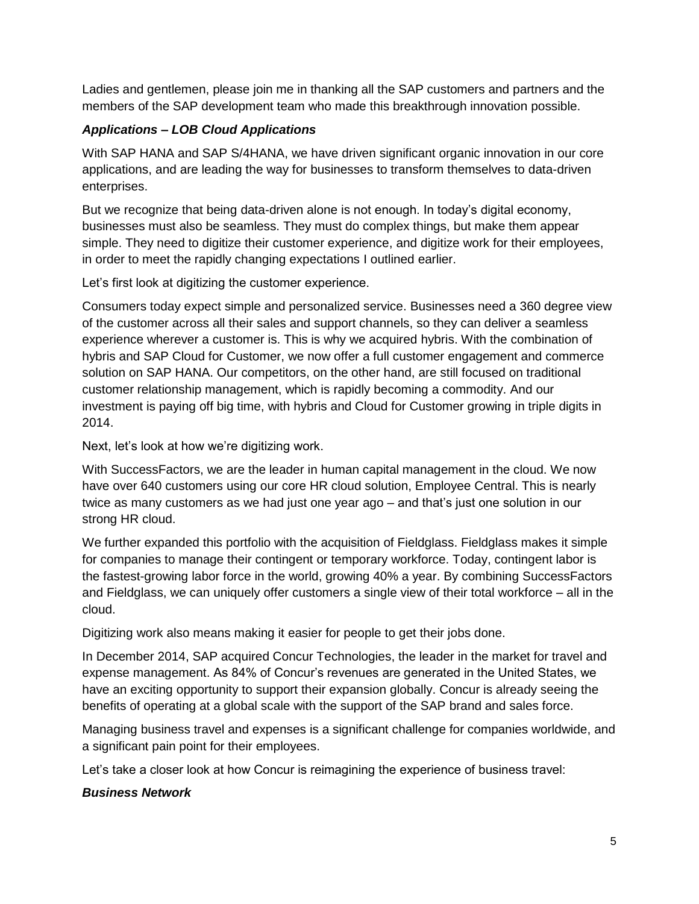Ladies and gentlemen, please join me in thanking all the SAP customers and partners and the members of the SAP development team who made this breakthrough innovation possible.

***Applications – LOB Cloud Applications***

With SAP HANA and SAP S/4HANA, we have driven significant organic innovation in our core applications, and are leading the way for businesses to transform themselves to data-driven enterprises.

But we recognize that being data-driven alone is not enough. In today's digital economy, businesses must also be seamless. They must do complex things, but make them appear simple. They need to digitize their customer experience, and digitize work for their employees, in order to meet the rapidly changing expectations I outlined earlier.

Let's first look at digitizing the customer experience.

Consumers today expect simple and personalized service. Businesses need a 360 degree view of the customer across all their sales and support channels, so they can deliver a seamless experience wherever a customer is. This is why we acquired hybris. With the combination of hybris and SAP Cloud for Customer, we now offer a full customer engagement and commerce solution on SAP HANA. Our competitors, on the other hand, are still focused on traditional customer relationship management, which is rapidly becoming a commodity. And our investment is paying off big time, with hybris and Cloud for Customer growing in triple digits in 2014.

Next, let's look at how we're digitizing work.

With SuccessFactors, we are the leader in human capital management in the cloud. We now have over 640 customers using our core HR cloud solution, Employee Central. This is nearly twice as many customers as we had just one year ago – and that's just one solution in our strong HR cloud.

We further expanded this portfolio with the acquisition of Fieldglass. Fieldglass makes it simple for companies to manage their contingent or temporary workforce. Today, contingent labor is the fastest-growing labor force in the world, growing 40% a year. By combining SuccessFactors and Fieldglass, we can uniquely offer customers a single view of their total workforce – all in the cloud.

Digitizing work also means making it easier for people to get their jobs done.

In December 2014, SAP acquired Concur Technologies, the leader in the market for travel and expense management. As 84% of Concur's revenues are generated in the United States, we have an exciting opportunity to support their expansion globally. Concur is already seeing the benefits of operating at a global scale with the support of the SAP brand and sales force.

Managing business travel and expenses is a significant challenge for companies worldwide, and a significant pain point for their employees.

Let's take a closer look at how Concur is reimagining the experience of business travel:

***Business Network***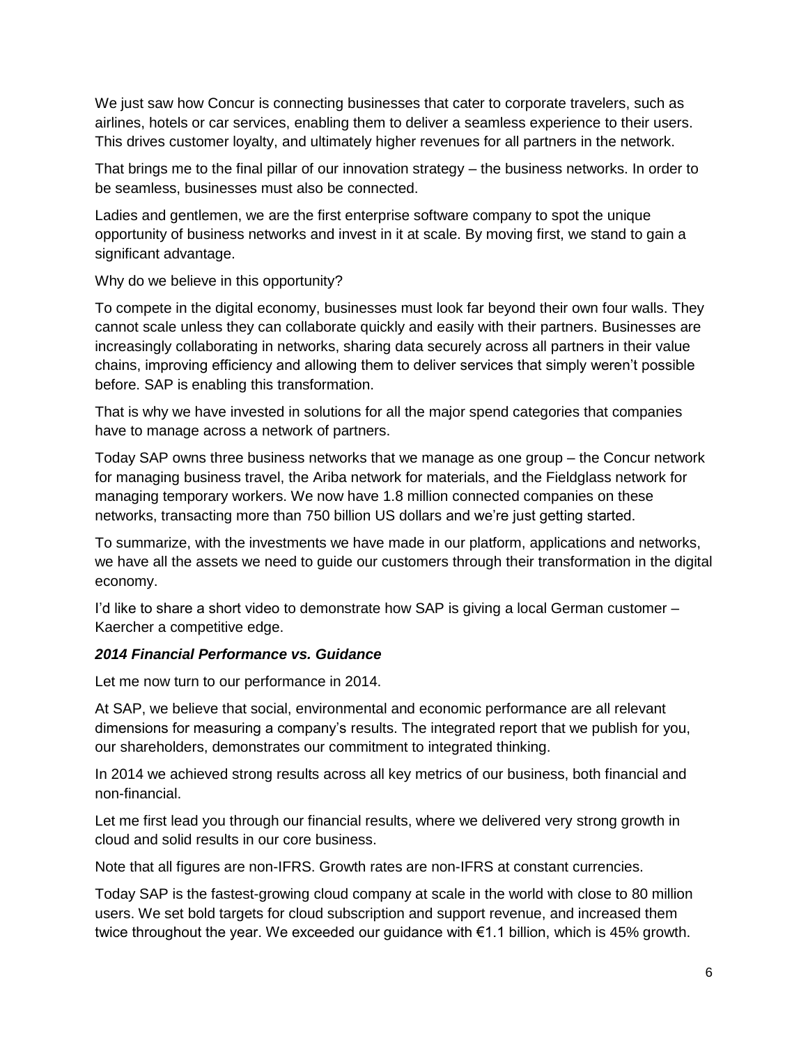We just saw how Concur is connecting businesses that cater to corporate travelers, such as airlines, hotels or car services, enabling them to deliver a seamless experience to their users. This drives customer loyalty, and ultimately higher revenues for all partners in the network.

That brings me to the final pillar of our innovation strategy – the business networks. In order to be seamless, businesses must also be connected.

Ladies and gentlemen, we are the first enterprise software company to spot the unique opportunity of business networks and invest in it at scale. By moving first, we stand to gain a significant advantage.

Why do we believe in this opportunity?

To compete in the digital economy, businesses must look far beyond their own four walls. They cannot scale unless they can collaborate quickly and easily with their partners. Businesses are increasingly collaborating in networks, sharing data securely across all partners in their value chains, improving efficiency and allowing them to deliver services that simply weren't possible before. SAP is enabling this transformation.

That is why we have invested in solutions for all the major spend categories that companies have to manage across a network of partners.

Today SAP owns three business networks that we manage as one group – the Concur network for managing business travel, the Ariba network for materials, and the Fieldglass network for managing temporary workers. We now have 1.8 million connected companies on these networks, transacting more than 750 billion US dollars and we're just getting started.

To summarize, with the investments we have made in our platform, applications and networks, we have all the assets we need to guide our customers through their transformation in the digital economy.

I'd like to share a short video to demonstrate how SAP is giving a local German customer – Kaercher a competitive edge.

***2014 Financial Performance vs. Guidance***

Let me now turn to our performance in 2014.

At SAP, we believe that social, environmental and economic performance are all relevant dimensions for measuring a company's results. The integrated report that we publish for you, our shareholders, demonstrates our commitment to integrated thinking.

In 2014 we achieved strong results across all key metrics of our business, both financial and non-financial.

Let me first lead you through our financial results, where we delivered very strong growth in cloud and solid results in our core business.

Note that all figures are non-IFRS. Growth rates are non-IFRS at constant currencies.

Today SAP is the fastest-growing cloud company at scale in the world with close to 80 million users. We set bold targets for cloud subscription and support revenue, and increased them twice throughout the year. We exceeded our guidance with €1.1 billion, which is 45% growth.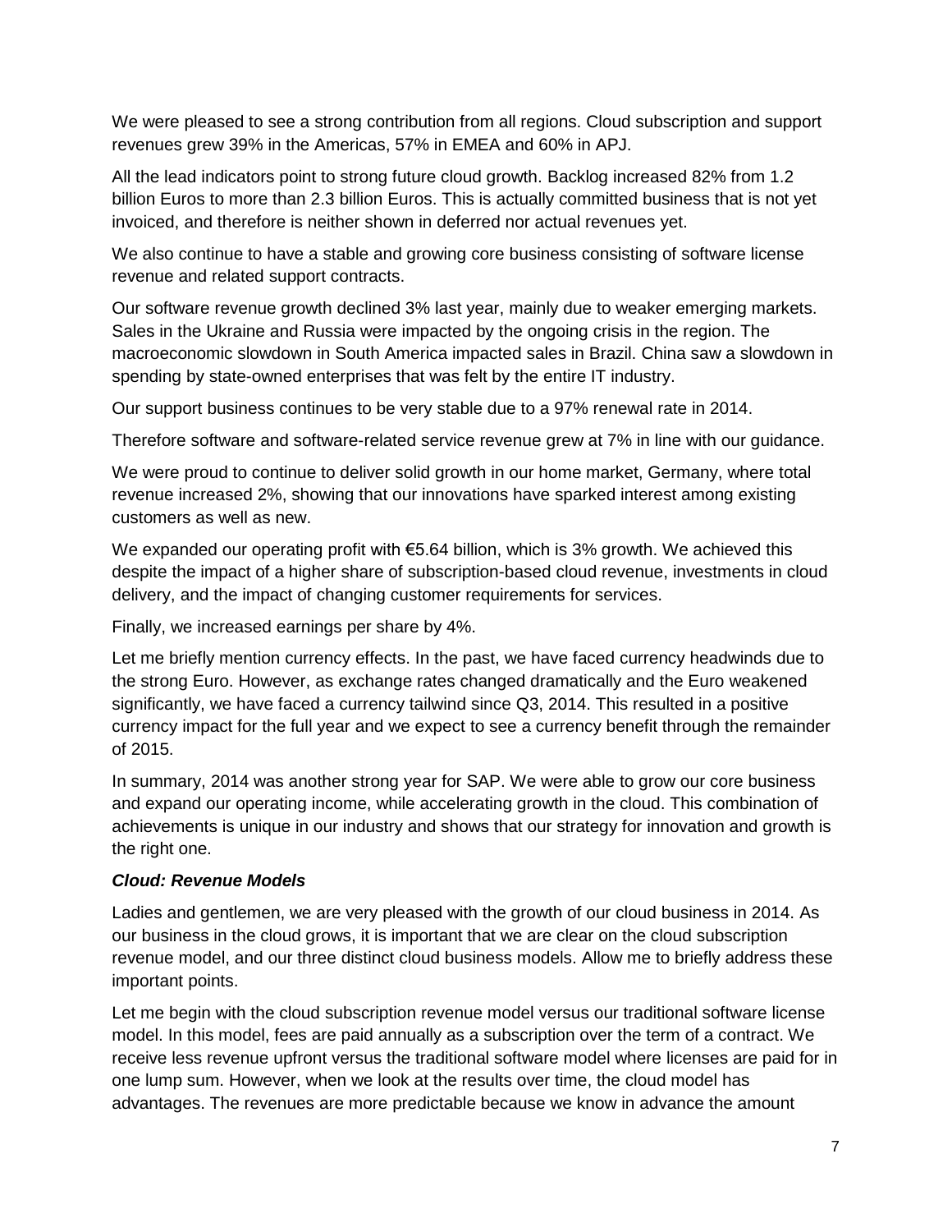We were pleased to see a strong contribution from all regions. Cloud subscription and support revenues grew 39% in the Americas, 57% in EMEA and 60% in APJ.

All the lead indicators point to strong future cloud growth. Backlog increased 82% from 1.2 billion Euros to more than 2.3 billion Euros. This is actually committed business that is not yet invoiced, and therefore is neither shown in deferred nor actual revenues yet.

We also continue to have a stable and growing core business consisting of software license revenue and related support contracts.

Our software revenue growth declined 3% last year, mainly due to weaker emerging markets. Sales in the Ukraine and Russia were impacted by the ongoing crisis in the region. The macroeconomic slowdown in South America impacted sales in Brazil. China saw a slowdown in spending by state-owned enterprises that was felt by the entire IT industry.

Our support business continues to be very stable due to a 97% renewal rate in 2014.

Therefore software and software-related service revenue grew at 7% in line with our guidance.

We were proud to continue to deliver solid growth in our home market, Germany, where total revenue increased 2%, showing that our innovations have sparked interest among existing customers as well as new.

We expanded our operating profit with €5.64 billion, which is 3% growth. We achieved this despite the impact of a higher share of subscription-based cloud revenue, investments in cloud delivery, and the impact of changing customer requirements for services.

Finally, we increased earnings per share by 4%.

Let me briefly mention currency effects. In the past, we have faced currency headwinds due to the strong Euro. However, as exchange rates changed dramatically and the Euro weakened significantly, we have faced a currency tailwind since Q3, 2014. This resulted in a positive currency impact for the full year and we expect to see a currency benefit through the remainder of 2015.

In summary, 2014 was another strong year for SAP. We were able to grow our core business and expand our operating income, while accelerating growth in the cloud. This combination of achievements is unique in our industry and shows that our strategy for innovation and growth is the right one.

### *Cloud: Revenue Models*

Ladies and gentlemen, we are very pleased with the growth of our cloud business in 2014. As our business in the cloud grows, it is important that we are clear on the cloud subscription revenue model, and our three distinct cloud business models. Allow me to briefly address these important points.

Let me begin with the cloud subscription revenue model versus our traditional software license model. In this model, fees are paid annually as a subscription over the term of a contract. We receive less revenue upfront versus the traditional software model where licenses are paid for in one lump sum. However, when we look at the results over time, the cloud model has advantages. The revenues are more predictable because we know in advance the amount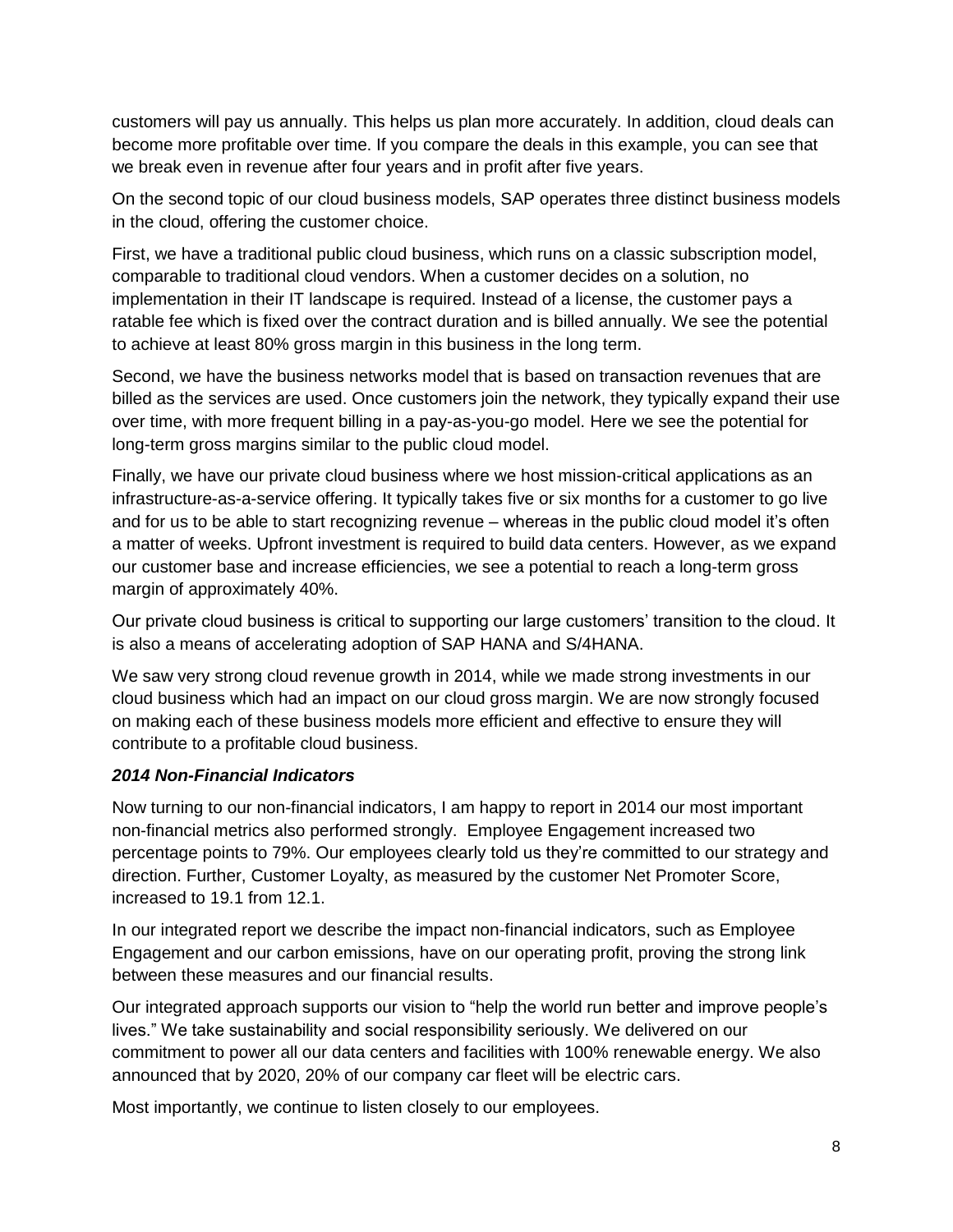customers will pay us annually. This helps us plan more accurately. In addition, cloud deals can become more profitable over time. If you compare the deals in this example, you can see that we break even in revenue after four years and in profit after five years.

On the second topic of our cloud business models, SAP operates three distinct business models in the cloud, offering the customer choice.

First, we have a traditional public cloud business, which runs on a classic subscription model, comparable to traditional cloud vendors. When a customer decides on a solution, no implementation in their IT landscape is required. Instead of a license, the customer pays a ratable fee which is fixed over the contract duration and is billed annually. We see the potential to achieve at least 80% gross margin in this business in the long term.

Second, we have the business networks model that is based on transaction revenues that are billed as the services are used. Once customers join the network, they typically expand their use over time, with more frequent billing in a pay-as-you-go model. Here we see the potential for long-term gross margins similar to the public cloud model.

Finally, we have our private cloud business where we host mission-critical applications as an infrastructure-as-a-service offering. It typically takes five or six months for a customer to go live and for us to be able to start recognizing revenue – whereas in the public cloud model it's often a matter of weeks. Upfront investment is required to build data centers. However, as we expand our customer base and increase efficiencies, we see a potential to reach a long-term gross margin of approximately 40%.

Our private cloud business is critical to supporting our large customers' transition to the cloud. It is also a means of accelerating adoption of SAP HANA and S/4HANA.

We saw very strong cloud revenue growth in 2014, while we made strong investments in our cloud business which had an impact on our cloud gross margin. We are now strongly focused on making each of these business models more efficient and effective to ensure they will contribute to a profitable cloud business.

### *2014 Non-Financial Indicators*

Now turning to our non-financial indicators, I am happy to report in 2014 our most important non-financial metrics also performed strongly. Employee Engagement increased two percentage points to 79%. Our employees clearly told us they're committed to our strategy and direction. Further, Customer Loyalty, as measured by the customer Net Promoter Score, increased to 19.1 from 12.1.

In our integrated report we describe the impact non-financial indicators, such as Employee Engagement and our carbon emissions, have on our operating profit, proving the strong link between these measures and our financial results.

Our integrated approach supports our vision to "help the world run better and improve people's lives." We take sustainability and social responsibility seriously. We delivered on our commitment to power all our data centers and facilities with 100% renewable energy. We also announced that by 2020, 20% of our company car fleet will be electric cars.

Most importantly, we continue to listen closely to our employees.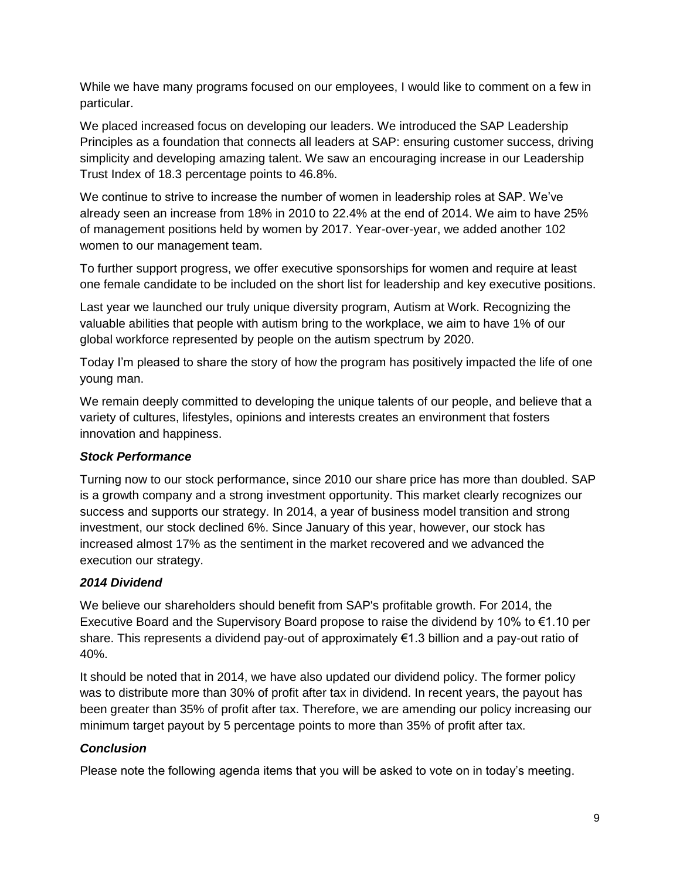While we have many programs focused on our employees, I would like to comment on a few in particular.

We placed increased focus on developing our leaders. We introduced the SAP Leadership Principles as a foundation that connects all leaders at SAP: ensuring customer success, driving simplicity and developing amazing talent. We saw an encouraging increase in our Leadership Trust Index of 18.3 percentage points to 46.8%.

We continue to strive to increase the number of women in leadership roles at SAP. We've already seen an increase from 18% in 2010 to 22.4% at the end of 2014. We aim to have 25% of management positions held by women by 2017. Year-over-year, we added another 102 women to our management team.

To further support progress, we offer executive sponsorships for women and require at least one female candidate to be included on the short list for leadership and key executive positions.

Last year we launched our truly unique diversity program, Autism at Work. Recognizing the valuable abilities that people with autism bring to the workplace, we aim to have 1% of our global workforce represented by people on the autism spectrum by 2020.

Today I'm pleased to share the story of how the program has positively impacted the life of one young man.

We remain deeply committed to developing the unique talents of our people, and believe that a variety of cultures, lifestyles, opinions and interests creates an environment that fosters innovation and happiness.

### *Stock Performance*

Turning now to our stock performance, since 2010 our share price has more than doubled. SAP is a growth company and a strong investment opportunity. This market clearly recognizes our success and supports our strategy. In 2014, a year of business model transition and strong investment, our stock declined 6%. Since January of this year, however, our stock has increased almost 17% as the sentiment in the market recovered and we advanced the execution our strategy.

### *2014 Dividend*

We believe our shareholders should benefit from SAP's profitable growth. For 2014, the Executive Board and the Supervisory Board propose to raise the dividend by 10% to €1.10 per share. This represents a dividend pay-out of approximately €1.3 billion and a pay-out ratio of 40%.

It should be noted that in 2014, we have also updated our dividend policy. The former policy was to distribute more than 30% of profit after tax in dividend. In recent years, the payout has been greater than 35% of profit after tax. Therefore, we are amending our policy increasing our minimum target payout by 5 percentage points to more than 35% of profit after tax.

### *Conclusion*

Please note the following agenda items that you will be asked to vote on in today's meeting.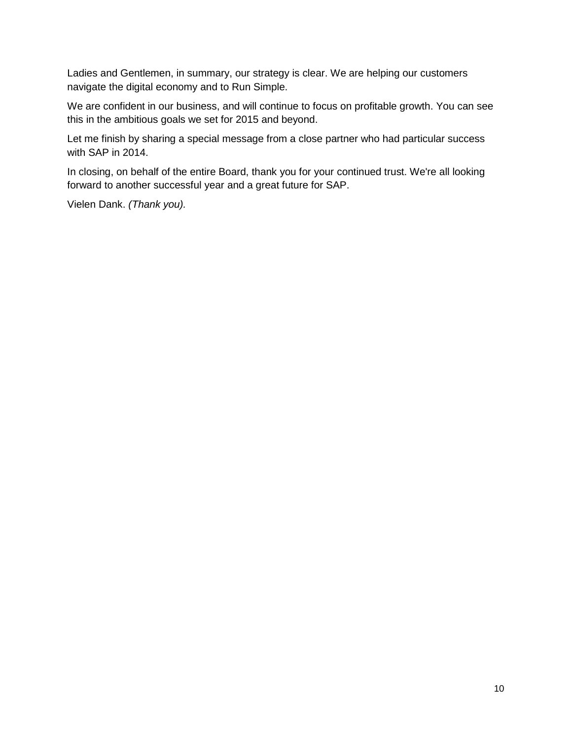Ladies and Gentlemen, in summary, our strategy is clear. We are helping our customers navigate the digital economy and to Run Simple.

We are confident in our business, and will continue to focus on profitable growth. You can see this in the ambitious goals we set for 2015 and beyond.

Let me finish by sharing a special message from a close partner who had particular success with SAP in 2014.

In closing, on behalf of the entire Board, thank you for your continued trust. We're all looking forward to another successful year and a great future for SAP.

Vielen Dank. *(Thank you).*